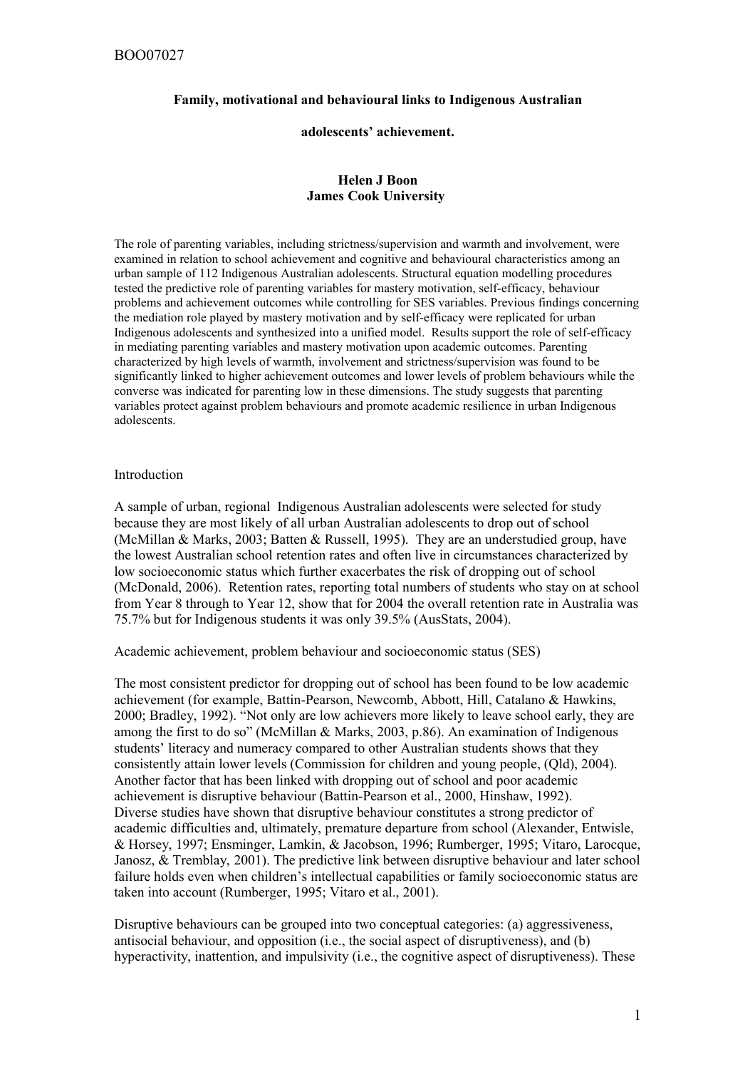**Family, motivational and behavioural links to Indigenous Australian adolescents' achievement.**

**Helen J Boon**
**James Cook University**

The role of parenting variables, including strictness/supervision and warmth and involvement, were examined in relation to school achievement and cognitive and behavioural characteristics among an urban sample of 112 Indigenous Australian adolescents. Structural equation modelling procedures tested the predictive role of parenting variables for mastery motivation, self-efficacy, behaviour problems and achievement outcomes while controlling for SES variables. Previous findings concerning the mediation role played by mastery motivation and by self-efficacy were replicated for urban Indigenous adolescents and synthesized into a unified model. Results support the role of self-efficacy in mediating parenting variables and mastery motivation upon academic outcomes. Parenting characterized by high levels of warmth, involvement and strictness/supervision was found to be significantly linked to higher achievement outcomes and lower levels of problem behaviours while the converse was indicated for parenting low in these dimensions. The study suggests that parenting variables protect against problem behaviours and promote academic resilience in urban Indigenous adolescents.

## Introduction

A sample of urban, regional Indigenous Australian adolescents were selected for study because they are most likely of all urban Australian adolescents to drop out of school (McMillan & Marks, 2003; Batten & Russell, 1995). They are an understudied group, have the lowest Australian school retention rates and often live in circumstances characterized by low socioeconomic status which further exacerbates the risk of dropping out of school (McDonald, 2006). Retention rates, reporting total numbers of students who stay on at school from Year 8 through to Year 12, show that for 2004 the overall retention rate in Australia was 75.7% but for Indigenous students it was only 39.5% (AusStats, 2004).

### Academic achievement, problem behaviour and socioeconomic status (SES)

The most consistent predictor for dropping out of school has been found to be low academic achievement (for example, Battin-Pearson, Newcomb, Abbott, Hill, Catalano & Hawkins, 2000; Bradley, 1992). "Not only are low achievers more likely to leave school early, they are among the first to do so" (McMillan & Marks, 2003, p.86). An examination of Indigenous students' literacy and numeracy compared to other Australian students shows that they consistently attain lower levels (Commission for children and young people, (Qld), 2004). Another factor that has been linked with dropping out of school and poor academic achievement is disruptive behaviour (Battin-Pearson et al., 2000, Hinshaw, 1992). Diverse studies have shown that disruptive behaviour constitutes a strong predictor of academic difficulties and, ultimately, premature departure from school (Alexander, Entwisle, & Horsey, 1997; Ensminger, Lamkin, & Jacobson, 1996; Rumberger, 1995; Vitaro, Larocque, Janosz, & Tremblay, 2001). The predictive link between disruptive behaviour and later school failure holds even when children's intellectual capabilities or family socioeconomic status are taken into account (Rumberger, 1995; Vitaro et al., 2001).

Disruptive behaviours can be grouped into two conceptual categories: (a) aggressiveness, antisocial behaviour, and opposition (i.e., the social aspect of disruptiveness), and (b) hyperactivity, inattention, and impulsivity (i.e., the cognitive aspect of disruptiveness). These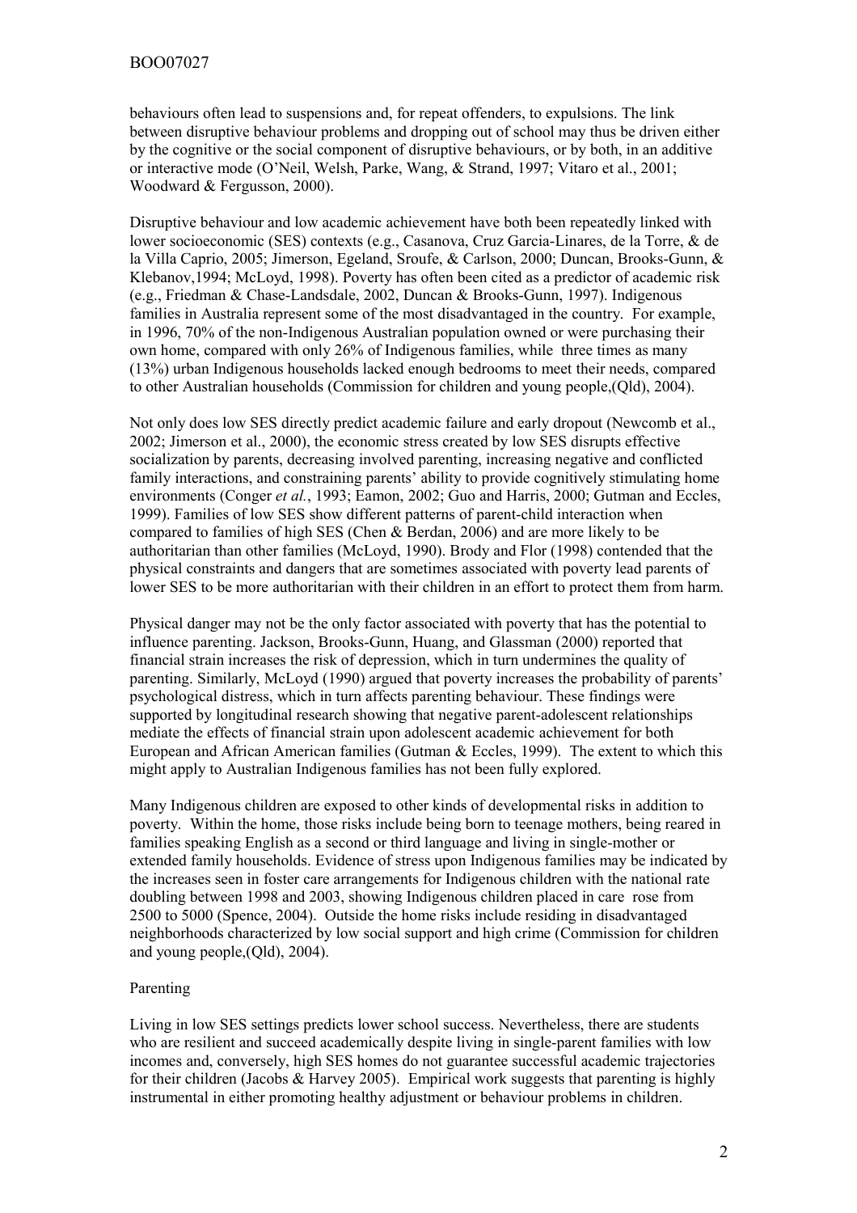behaviours often lead to suspensions and, for repeat offenders, to expulsions. The link between disruptive behaviour problems and dropping out of school may thus be driven either by the cognitive or the social component of disruptive behaviours, or by both, in an additive or interactive mode (O'Neil, Welsh, Parke, Wang, & Strand, 1997; Vitaro et al., 2001; Woodward & Fergusson, 2000).

Disruptive behaviour and low academic achievement have both been repeatedly linked with lower socioeconomic (SES) contexts (e.g., Casanova, Cruz Garcia-Linares, de la Torre, & de la Villa Caprio, 2005; Jimerson, Egeland, Sroufe, & Carlson, 2000; Duncan, Brooks-Gunn, & Klebanov,1994; McLoyd, 1998). Poverty has often been cited as a predictor of academic risk (e.g., Friedman & Chase-Landsdale, 2002, Duncan & Brooks-Gunn, 1997). Indigenous families in Australia represent some of the most disadvantaged in the country. For example, in 1996, 70% of the non-Indigenous Australian population owned or were purchasing their own home, compared with only 26% of Indigenous families, while three times as many (13%) urban Indigenous households lacked enough bedrooms to meet their needs, compared to other Australian households (Commission for children and young people,(Qld), 2004).

Not only does low SES directly predict academic failure and early dropout (Newcomb et al., 2002; Jimerson et al., 2000), the economic stress created by low SES disrupts effective socialization by parents, decreasing involved parenting, increasing negative and conflicted family interactions, and constraining parents' ability to provide cognitively stimulating home environments (Conger *et al.*, 1993; Eamon, 2002; Guo and Harris, 2000; Gutman and Eccles, 1999). Families of low SES show different patterns of parent-child interaction when compared to families of high SES (Chen & Berdan, 2006) and are more likely to be authoritarian than other families (McLoyd, 1990). Brody and Flor (1998) contended that the physical constraints and dangers that are sometimes associated with poverty lead parents of lower SES to be more authoritarian with their children in an effort to protect them from harm.

Physical danger may not be the only factor associated with poverty that has the potential to influence parenting. Jackson, Brooks-Gunn, Huang, and Glassman (2000) reported that financial strain increases the risk of depression, which in turn undermines the quality of parenting. Similarly, McLoyd (1990) argued that poverty increases the probability of parents' psychological distress, which in turn affects parenting behaviour. These findings were supported by longitudinal research showing that negative parent-adolescent relationships mediate the effects of financial strain upon adolescent academic achievement for both European and African American families (Gutman & Eccles, 1999). The extent to which this might apply to Australian Indigenous families has not been fully explored.

Many Indigenous children are exposed to other kinds of developmental risks in addition to poverty. Within the home, those risks include being born to teenage mothers, being reared in families speaking English as a second or third language and living in single-mother or extended family households. Evidence of stress upon Indigenous families may be indicated by the increases seen in foster care arrangements for Indigenous children with the national rate doubling between 1998 and 2003, showing Indigenous children placed in care rose from 2500 to 5000 (Spence, 2004). Outside the home risks include residing in disadvantaged neighborhoods characterized by low social support and high crime (Commission for children and young people,(Qld), 2004).

## Parenting

Living in low SES settings predicts lower school success. Nevertheless, there are students who are resilient and succeed academically despite living in single-parent families with low incomes and, conversely, high SES homes do not guarantee successful academic trajectories for their children (Jacobs & Harvey 2005). Empirical work suggests that parenting is highly instrumental in either promoting healthy adjustment or behaviour problems in children.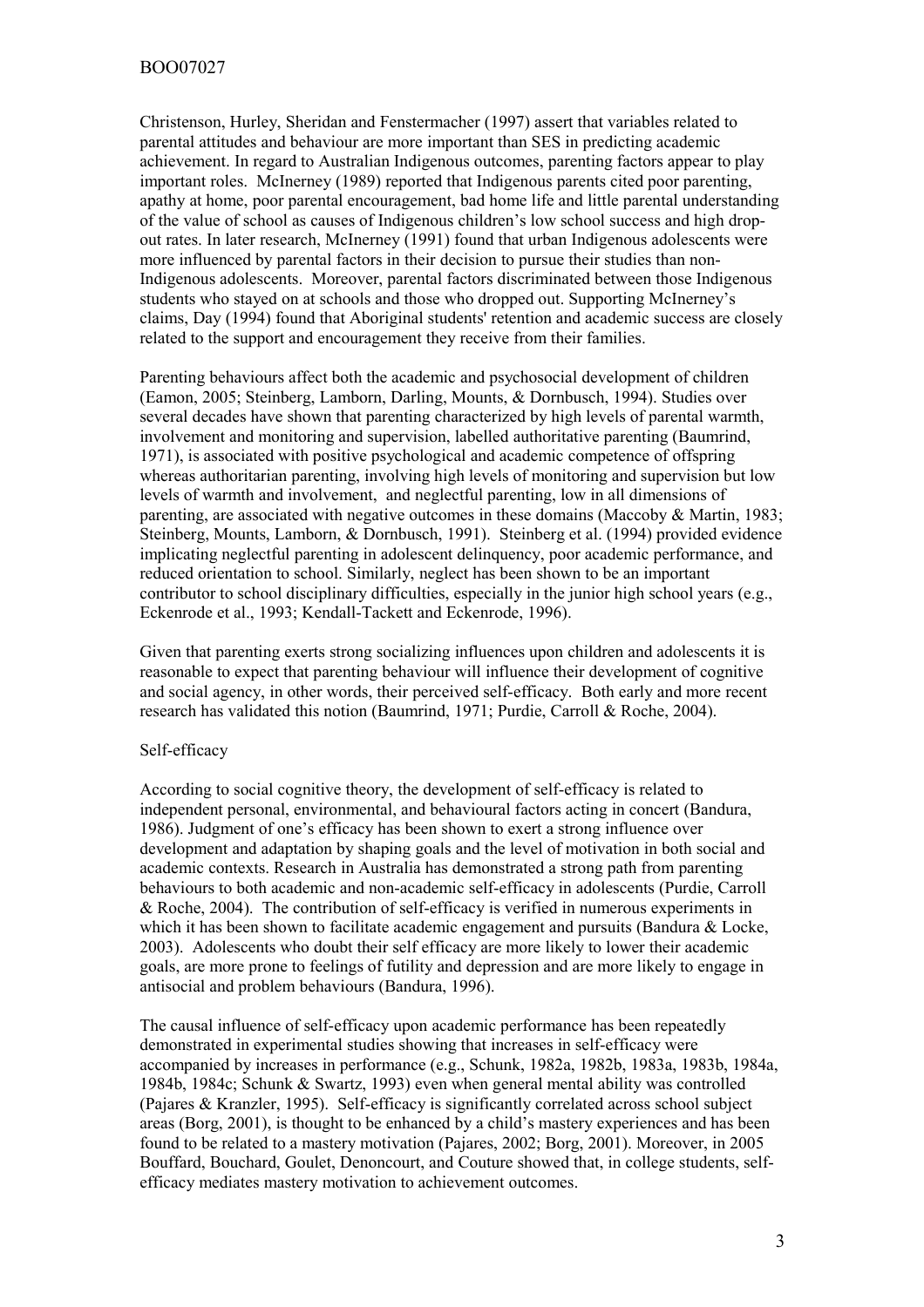Christenson, Hurley, Sheridan and Fenstermacher (1997) assert that variables related to parental attitudes and behaviour are more important than SES in predicting academic achievement. In regard to Australian Indigenous outcomes, parenting factors appear to play important roles. McInerney (1989) reported that Indigenous parents cited poor parenting, apathy at home, poor parental encouragement, bad home life and little parental understanding of the value of school as causes of Indigenous children's low school success and high drop-out rates. In later research, McInerney (1991) found that urban Indigenous adolescents were more influenced by parental factors in their decision to pursue their studies than non-Indigenous adolescents. Moreover, parental factors discriminated between those Indigenous students who stayed on at schools and those who dropped out. Supporting McInerney's claims, Day (1994) found that Aboriginal students' retention and academic success are closely related to the support and encouragement they receive from their families.

Parenting behaviours affect both the academic and psychosocial development of children (Eamon, 2005; Steinberg, Lamborn, Darling, Mounts, & Dornbusch, 1994). Studies over several decades have shown that parenting characterized by high levels of parental warmth, involvement and monitoring and supervision, labelled authoritative parenting (Baumrind, 1971), is associated with positive psychological and academic competence of offspring whereas authoritarian parenting, involving high levels of monitoring and supervision but low levels of warmth and involvement, and neglectful parenting, low in all dimensions of parenting, are associated with negative outcomes in these domains (Maccoby & Martin, 1983; Steinberg, Mounts, Lamborn, & Dornbusch, 1991). Steinberg et al. (1994) provided evidence implicating neglectful parenting in adolescent delinquency, poor academic performance, and reduced orientation to school. Similarly, neglect has been shown to be an important contributor to school disciplinary difficulties, especially in the junior high school years (e.g., Eckenrode et al., 1993; Kendall-Tackett and Eckenrode, 1996).

Given that parenting exerts strong socializing influences upon children and adolescents it is reasonable to expect that parenting behaviour will influence their development of cognitive and social agency, in other words, their perceived self-efficacy. Both early and more recent research has validated this notion (Baumrind, 1971; Purdie, Carroll & Roche, 2004).

## Self-efficacy

According to social cognitive theory, the development of self-efficacy is related to independent personal, environmental, and behavioural factors acting in concert (Bandura, 1986). Judgment of one's efficacy has been shown to exert a strong influence over development and adaptation by shaping goals and the level of motivation in both social and academic contexts. Research in Australia has demonstrated a strong path from parenting behaviours to both academic and non-academic self-efficacy in adolescents (Purdie, Carroll & Roche, 2004). The contribution of self-efficacy is verified in numerous experiments in which it has been shown to facilitate academic engagement and pursuits (Bandura & Locke, 2003). Adolescents who doubt their self efficacy are more likely to lower their academic goals, are more prone to feelings of futility and depression and are more likely to engage in antisocial and problem behaviours (Bandura, 1996).

The causal influence of self-efficacy upon academic performance has been repeatedly demonstrated in experimental studies showing that increases in self-efficacy were accompanied by increases in performance (e.g., Schunk, 1982a, 1982b, 1983a, 1983b, 1984a, 1984b, 1984c; Schunk & Swartz, 1993) even when general mental ability was controlled (Pajares & Kranzler, 1995). Self-efficacy is significantly correlated across school subject areas (Borg, 2001), is thought to be enhanced by a child's mastery experiences and has been found to be related to a mastery motivation (Pajares, 2002; Borg, 2001). Moreover, in 2005 Bouffard, Bouchard, Goulet, Denoncourt, and Couture showed that, in college students, self-efficacy mediates mastery motivation to achievement outcomes.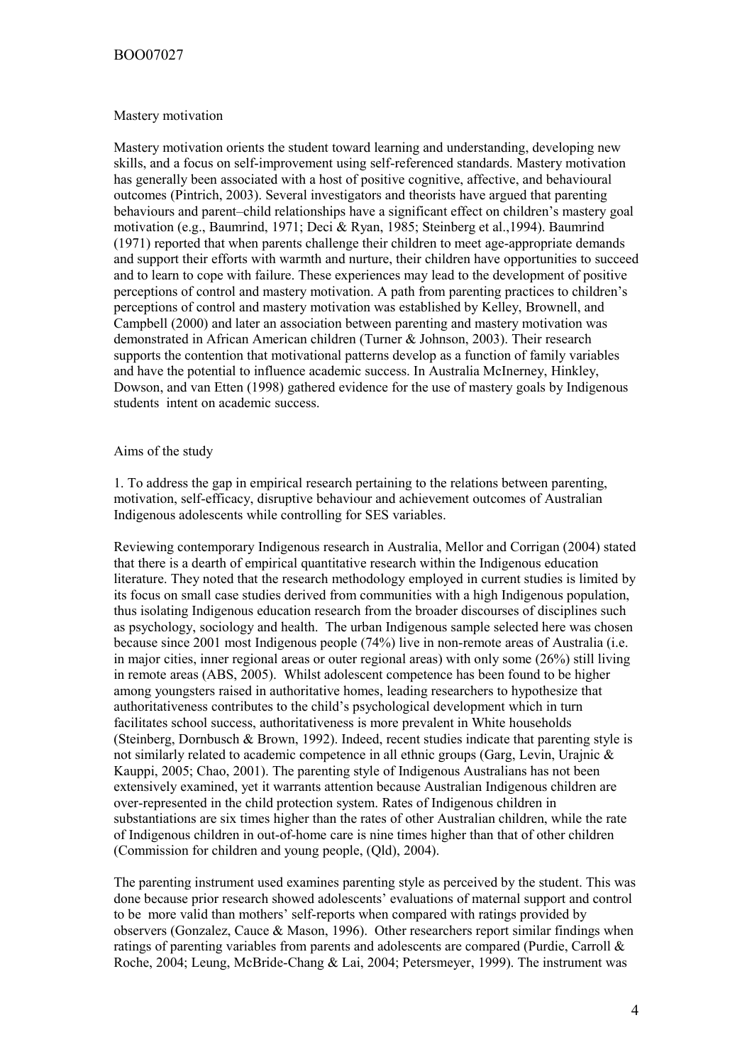## Mastery motivation

Mastery motivation orients the student toward learning and understanding, developing new skills, and a focus on self-improvement using self-referenced standards. Mastery motivation has generally been associated with a host of positive cognitive, affective, and behavioural outcomes (Pintrich, 2003). Several investigators and theorists have argued that parenting behaviours and parent–child relationships have a significant effect on children's mastery goal motivation (e.g., Baumrind, 1971; Deci & Ryan, 1985; Steinberg et al.,1994). Baumrind (1971) reported that when parents challenge their children to meet age-appropriate demands and support their efforts with warmth and nurture, their children have opportunities to succeed and to learn to cope with failure. These experiences may lead to the development of positive perceptions of control and mastery motivation. A path from parenting practices to children's perceptions of control and mastery motivation was established by Kelley, Brownell, and Campbell (2000) and later an association between parenting and mastery motivation was demonstrated in African American children (Turner & Johnson, 2003). Their research supports the contention that motivational patterns develop as a function of family variables and have the potential to influence academic success. In Australia McInerney, Hinkley, Dowson, and van Etten (1998) gathered evidence for the use of mastery goals by Indigenous students intent on academic success.

## Aims of the study

1. To address the gap in empirical research pertaining to the relations between parenting, motivation, self-efficacy, disruptive behaviour and achievement outcomes of Australian Indigenous adolescents while controlling for SES variables.

Reviewing contemporary Indigenous research in Australia, Mellor and Corrigan (2004) stated that there is a dearth of empirical quantitative research within the Indigenous education literature. They noted that the research methodology employed in current studies is limited by its focus on small case studies derived from communities with a high Indigenous population, thus isolating Indigenous education research from the broader discourses of disciplines such as psychology, sociology and health. The urban Indigenous sample selected here was chosen because since 2001 most Indigenous people (74%) live in non-remote areas of Australia (i.e. in major cities, inner regional areas or outer regional areas) with only some (26%) still living in remote areas (ABS, 2005). Whilst adolescent competence has been found to be higher among youngsters raised in authoritative homes, leading researchers to hypothesize that authoritativeness contributes to the child's psychological development which in turn facilitates school success, authoritativeness is more prevalent in White households (Steinberg, Dornbusch & Brown, 1992). Indeed, recent studies indicate that parenting style is not similarly related to academic competence in all ethnic groups (Garg, Levin, Urajnic & Kauppi, 2005; Chao, 2001). The parenting style of Indigenous Australians has not been extensively examined, yet it warrants attention because Australian Indigenous children are over-represented in the child protection system. Rates of Indigenous children in substantiations are six times higher than the rates of other Australian children, while the rate of Indigenous children in out-of-home care is nine times higher than that of other children (Commission for children and young people, (Qld), 2004).

The parenting instrument used examines parenting style as perceived by the student. This was done because prior research showed adolescents' evaluations of maternal support and control to be more valid than mothers' self-reports when compared with ratings provided by observers (Gonzalez, Cauce & Mason, 1996). Other researchers report similar findings when ratings of parenting variables from parents and adolescents are compared (Purdie, Carroll & Roche, 2004; Leung, McBride-Chang & Lai, 2004; Petersmeyer, 1999). The instrument was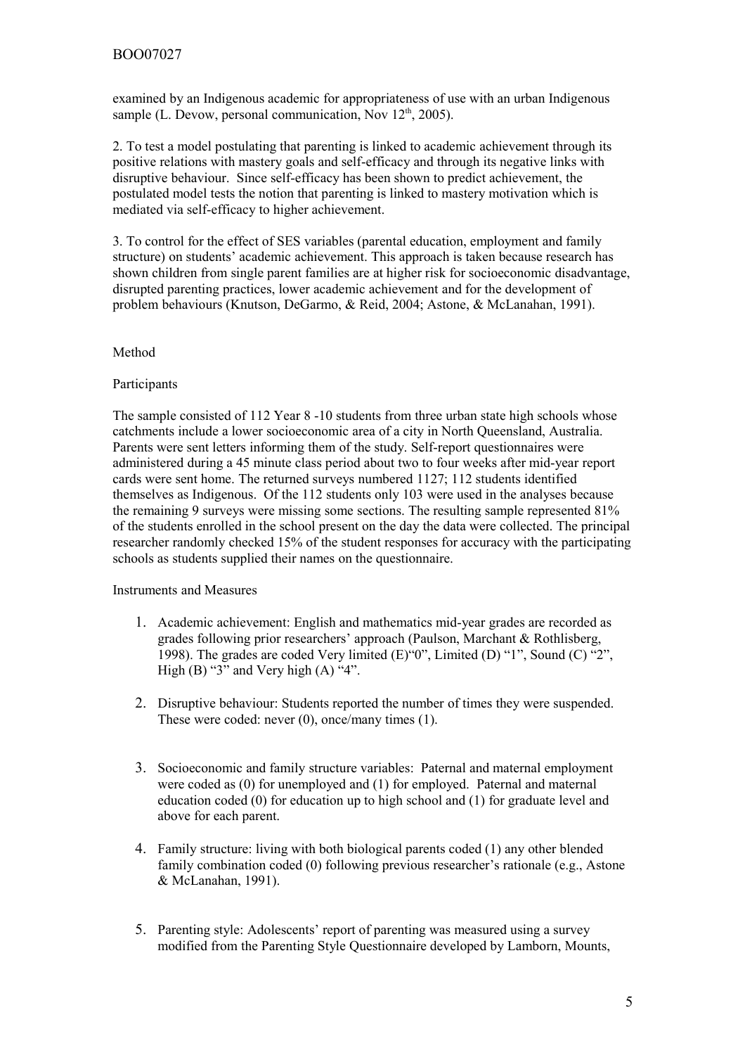examined by an Indigenous academic for appropriateness of use with an urban Indigenous sample (L. Devow, personal communication, Nov 12th, 2005).

2. To test a model postulating that parenting is linked to academic achievement through its positive relations with mastery goals and self-efficacy and through its negative links with disruptive behaviour. Since self-efficacy has been shown to predict achievement, the postulated model tests the notion that parenting is linked to mastery motivation which is mediated via self-efficacy to higher achievement.

3. To control for the effect of SES variables (parental education, employment and family structure) on students' academic achievement. This approach is taken because research has shown children from single parent families are at higher risk for socioeconomic disadvantage, disrupted parenting practices, lower academic achievement and for the development of problem behaviours (Knutson, DeGarmo, & Reid, 2004; Astone, & McLanahan, 1991).

## Method

### Participants

The sample consisted of 112 Year 8 -10 students from three urban state high schools whose catchments include a lower socioeconomic area of a city in North Queensland, Australia. Parents were sent letters informing them of the study. Self-report questionnaires were administered during a 45 minute class period about two to four weeks after mid-year report cards were sent home. The returned surveys numbered 1127; 112 students identified themselves as Indigenous. Of the 112 students only 103 were used in the analyses because the remaining 9 surveys were missing some sections. The resulting sample represented 81% of the students enrolled in the school present on the day the data were collected. The principal researcher randomly checked 15% of the student responses for accuracy with the participating schools as students supplied their names on the questionnaire.

### Instruments and Measures

1. Academic achievement: English and mathematics mid-year grades are recorded as grades following prior researchers' approach (Paulson, Marchant & Rothlisberg, 1998). The grades are coded Very limited (E)"0", Limited (D) "1", Sound (C) "2", High (B) "3" and Very high (A) "4".

2. Disruptive behaviour: Students reported the number of times they were suspended. These were coded: never (0), once/many times (1).

3. Socioeconomic and family structure variables: Paternal and maternal employment were coded as (0) for unemployed and (1) for employed. Paternal and maternal education coded (0) for education up to high school and (1) for graduate level and above for each parent.

4. Family structure: living with both biological parents coded (1) any other blended family combination coded (0) following previous researcher's rationale (e.g., Astone & McLanahan, 1991).

5. Parenting style: Adolescents' report of parenting was measured using a survey modified from the Parenting Style Questionnaire developed by Lamborn, Mounts,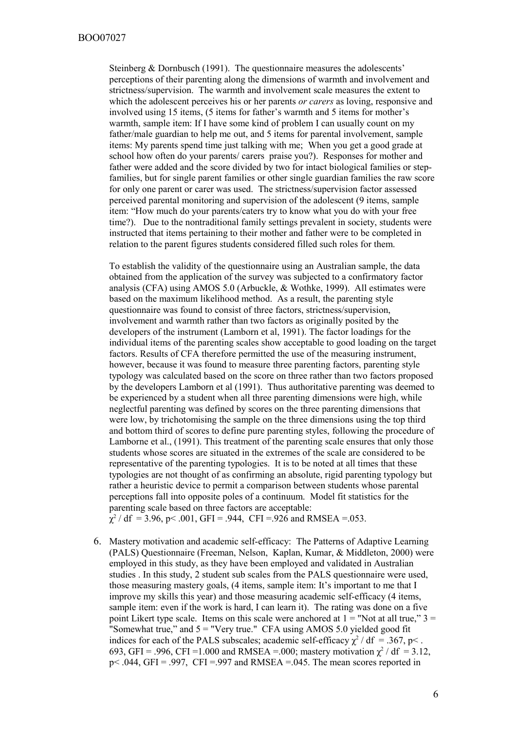Steinberg & Dornbusch (1991). The questionnaire measures the adolescents' perceptions of their parenting along the dimensions of warmth and involvement and strictness/supervision. The warmth and involvement scale measures the extent to which the adolescent perceives his or her parents *or carers* as loving, responsive and involved using 15 items, (5 items for father's warmth and 5 items for mother's warmth, sample item: If I have some kind of problem I can usually count on my father/male guardian to help me out, and 5 items for parental involvement, sample items: My parents spend time just talking with me; When you get a good grade at school how often do your parents/ carers praise you?). Responses for mother and father were added and the score divided by two for intact biological families or step-families, but for single parent families or other single guardian families the raw score for only one parent or carer was used. The strictness/supervision factor assessed perceived parental monitoring and supervision of the adolescent (9 items, sample item: "How much do your parents/caters try to know what you do with your free time?). Due to the nontraditional family settings prevalent in society, students were instructed that items pertaining to their mother and father were to be completed in relation to the parent figures students considered filled such roles for them.

To establish the validity of the questionnaire using an Australian sample, the data obtained from the application of the survey was subjected to a confirmatory factor analysis (CFA) using AMOS 5.0 (Arbuckle, & Wothke, 1999). All estimates were based on the maximum likelihood method. As a result, the parenting style questionnaire was found to consist of three factors, strictness/supervision, involvement and warmth rather than two factors as originally posited by the developers of the instrument (Lamborn et al, 1991). The factor loadings for the individual items of the parenting scales show acceptable to good loading on the target factors. Results of CFA therefore permitted the use of the measuring instrument, however, because it was found to measure three parenting factors, parenting style typology was calculated based on the score on three rather than two factors proposed by the developers Lamborn et al (1991). Thus authoritative parenting was deemed to be experienced by a student when all three parenting dimensions were high, while neglectful parenting was defined by scores on the three parenting dimensions that were low, by trichotomising the sample on the three dimensions using the top third and bottom third of scores to define pure parenting styles, following the procedure of Lamborne et al., (1991). This treatment of the parenting scale ensures that only those students whose scores are situated in the extremes of the scale are considered to be representative of the parenting typologies. It is to be noted at all times that these typologies are not thought of as confirming an absolute, rigid parenting typology but rather a heuristic device to permit a comparison between students whose parental perceptions fall into opposite poles of a continuum. Model fit statistics for the parenting scale based on three factors are acceptable: $\chi^2$ / df = 3.96, p< .001, GFI = .944, CFI =.926 and RMSEA =.053.

6. Mastery motivation and academic self-efficacy: The Patterns of Adaptive Learning (PALS) Questionnaire (Freeman, Nelson, Kaplan, Kumar, & Middleton, 2000) were employed in this study, as they have been employed and validated in Australian studies . In this study, 2 student sub scales from the PALS questionnaire were used, those measuring mastery goals, (4 items, sample item: It's important to me that I improve my skills this year) and those measuring academic self-efficacy (4 items, sample item: even if the work is hard, I can learn it). The rating was done on a five point Likert type scale. Items on this scale were anchored at 1 = "Not at all true," 3 = "Somewhat true," and 5 = "Very true." CFA using AMOS 5.0 yielded good fit indices for each of the PALS subscales; academic self-efficacy $\chi^2$ / df = .367, p< . 693, GFI = .996, CFI =1.000 and RMSEA =.000; mastery motivation $\chi^2$ / df = 3.12, p< .044, GFI = .997, CFI =.997 and RMSEA =.045. The mean scores reported in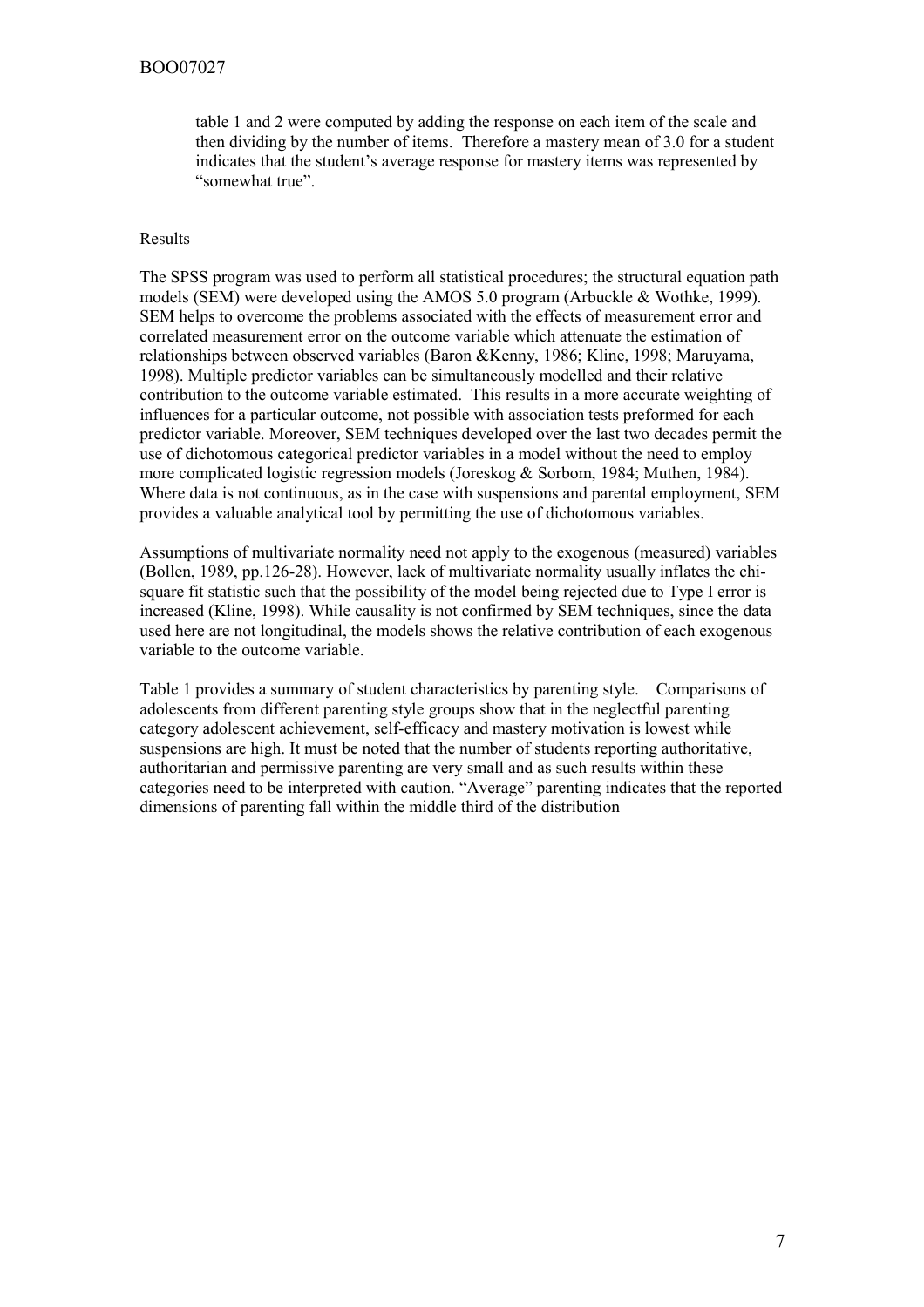table 1 and 2 were computed by adding the response on each item of the scale and then dividing by the number of items. Therefore a mastery mean of 3.0 for a student indicates that the student's average response for mastery items was represented by "somewhat true".

## Results

The SPSS program was used to perform all statistical procedures; the structural equation path models (SEM) were developed using the AMOS 5.0 program (Arbuckle & Wothke, 1999). SEM helps to overcome the problems associated with the effects of measurement error and correlated measurement error on the outcome variable which attenuate the estimation of relationships between observed variables (Baron &Kenny, 1986; Kline, 1998; Maruyama, 1998). Multiple predictor variables can be simultaneously modelled and their relative contribution to the outcome variable estimated. This results in a more accurate weighting of influences for a particular outcome, not possible with association tests preformed for each predictor variable. Moreover, SEM techniques developed over the last two decades permit the use of dichotomous categorical predictor variables in a model without the need to employ more complicated logistic regression models (Joreskog & Sorbom, 1984; Muthen, 1984). Where data is not continuous, as in the case with suspensions and parental employment, SEM provides a valuable analytical tool by permitting the use of dichotomous variables.

Assumptions of multivariate normality need not apply to the exogenous (measured) variables (Bollen, 1989, pp.126-28). However, lack of multivariate normality usually inflates the chi-square fit statistic such that the possibility of the model being rejected due to Type I error is increased (Kline, 1998). While causality is not confirmed by SEM techniques, since the data used here are not longitudinal, the models shows the relative contribution of each exogenous variable to the outcome variable.

Table 1 provides a summary of student characteristics by parenting style. Comparisons of adolescents from different parenting style groups show that in the neglectful parenting category adolescent achievement, self-efficacy and mastery motivation is lowest while suspensions are high. It must be noted that the number of students reporting authoritative, authoritarian and permissive parenting are very small and as such results within these categories need to be interpreted with caution. "Average" parenting indicates that the reported dimensions of parenting fall within the middle third of the distribution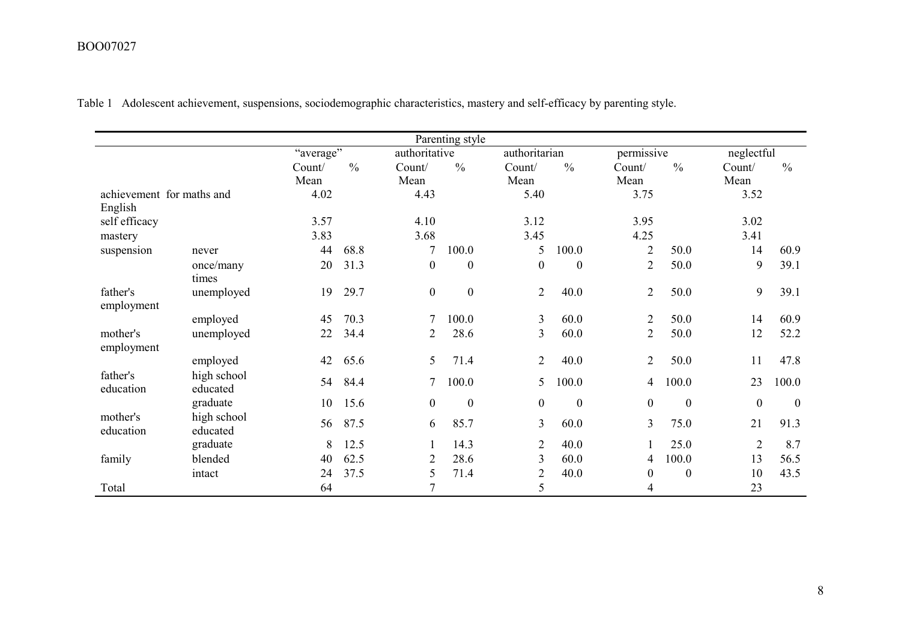Table 1 Adolescent achievement, suspensions, sociodemographic characteristics, mastery and self-efficacy by parenting style.

| | | Parenting style | | | | | | | | | |
|---|---|---|---|---|---|---|---|---|---|---|---|
| | | "average" | | authoritative | | authoritarian | | permissive | | neglectful | |
| | | Count/ Mean | % | Count/ Mean | % | Count/ Mean | % | Count/ Mean | % | Count/ Mean | % |
| achievement for maths and English | | 4.02 | | 4.43 | | 5.40 | | 3.75 | | 3.52 | |
| self efficacy | | 3.57 | | 4.10 | | 3.12 | | 3.95 | | 3.02 | |
| mastery | | 3.83 | | 3.68 | | 3.45 | | 4.25 | | 3.41 | |
| suspension | never | 44 | 68.8 | 7 | 100.0 | 5 | 100.0 | 2 | 50.0 | 14 | 60.9 |
| | once/many times | 20 | 31.3 | 0 | 0 | 0 | 0 | 2 | 50.0 | 9 | 39.1 |
| father's employment | unemployed | 19 | 29.7 | 0 | 0 | 2 | 40.0 | 2 | 50.0 | 9 | 39.1 |
| | employed | 45 | 70.3 | 7 | 100.0 | 3 | 60.0 | 2 | 50.0 | 14 | 60.9 |
| mother's employment | unemployed | 22 | 34.4 | 2 | 28.6 | 3 | 60.0 | 2 | 50.0 | 12 | 52.2 |
| | employed | 42 | 65.6 | 5 | 71.4 | 2 | 40.0 | 2 | 50.0 | 11 | 47.8 |
| father's education | high school educated | 54 | 84.4 | 7 | 100.0 | 5 | 100.0 | 4 | 100.0 | 23 | 100.0 |
| | graduate | 10 | 15.6 | 0 | 0 | 0 | 0 | 0 | 0 | 0 | 0 |
| mother's education | high school educated | 56 | 87.5 | 6 | 85.7 | 3 | 60.0 | 3 | 75.0 | 21 | 91.3 |
| | graduate | 8 | 12.5 | 1 | 14.3 | 2 | 40.0 | 1 | 25.0 | 2 | 8.7 |
| family | blended | 40 | 62.5 | 2 | 28.6 | 3 | 60.0 | 4 | 100.0 | 13 | 56.5 |
| | intact | 24 | 37.5 | 5 | 71.4 | 2 | 40.0 | 0 | 0 | 10 | 43.5 |
| Total | | 64 | | 7 | | 5 | | 4 | | 23 | |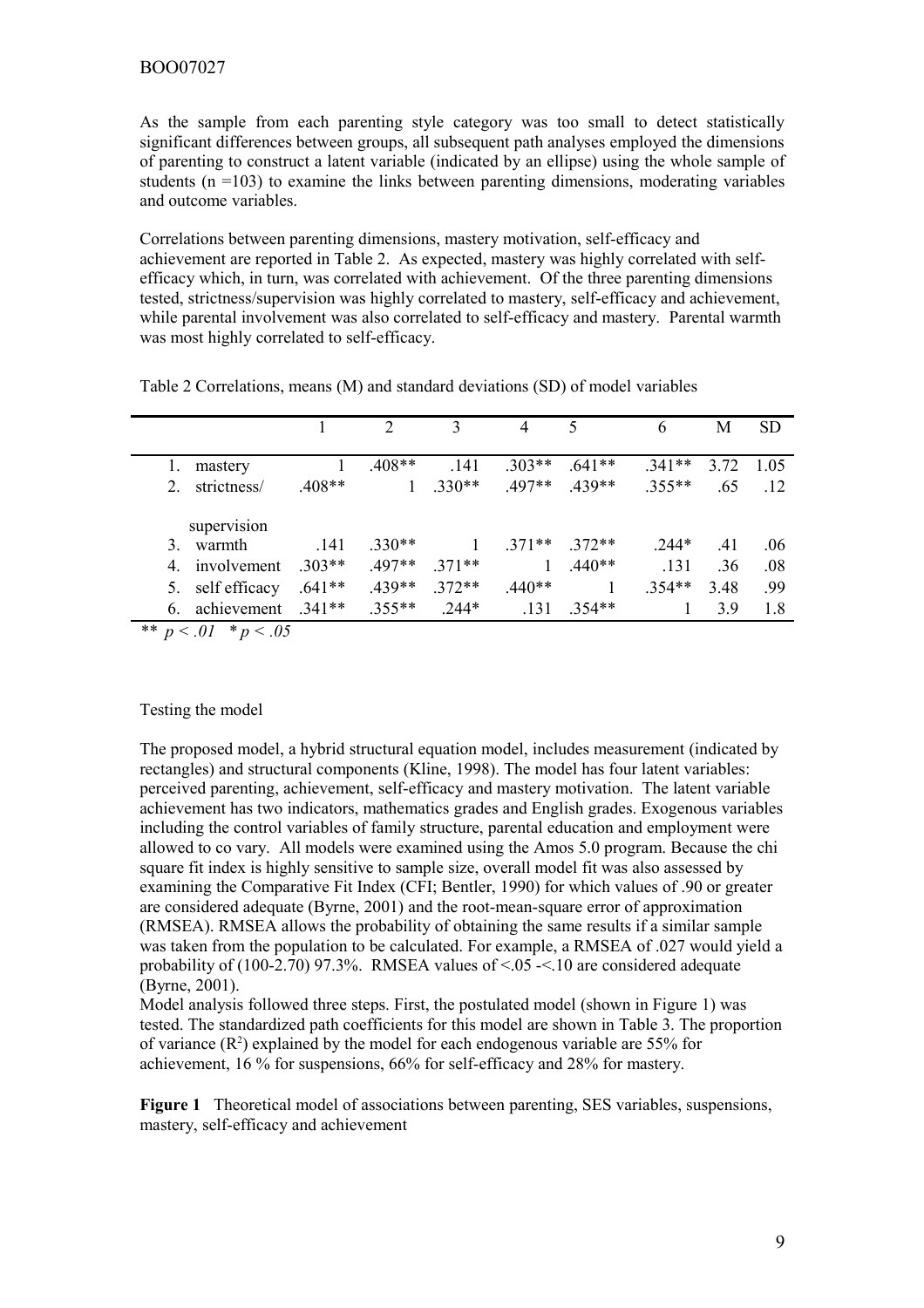As the sample from each parenting style category was too small to detect statistically significant differences between groups, all subsequent path analyses employed the dimensions of parenting to construct a latent variable (indicated by an ellipse) using the whole sample of students (n =103) to examine the links between parenting dimensions, moderating variables and outcome variables.

Correlations between parenting dimensions, mastery motivation, self-efficacy and achievement are reported in Table 2. As expected, mastery was highly correlated with self-efficacy which, in turn, was correlated with achievement. Of the three parenting dimensions tested, strictness/supervision was highly correlated to mastery, self-efficacy and achievement, while parental involvement was also correlated to self-efficacy and mastery. Parental warmth was most highly correlated to self-efficacy.

Table 2 Correlations, means (M) and standard deviations (SD) of model variables

| | 1 | 2 | 3 | 4 | 5 | 6 | M | SD |
|---|---|---|---|---|---|---|---|---|
| 1. mastery | 1 | .408** | .141 | .303** | .641** | .341** | 3.72 | 1.05 |
| 2. strictness/ supervision | .408** | 1 | .330** | .497** | .439** | .355** | .65 | .12 |
| 3. warmth | .141 | .330** | 1 | .371** | .372** | .244* | .41 | .06 |
| 4. involvement | .303** | .497** | .371** | 1 | .440** | .131 | .36 | .08 |
| 5. self efficacy | .641** | .439** | .372** | .440** | 1 | .354** | 3.48 | .99 |
| 6. achievement | .341** | .355** | .244* | .131 | .354** | 1 | 3.9 | 1.8 |

** $p < .01$ * $p < .05$

Testing the model

The proposed model, a hybrid structural equation model, includes measurement (indicated by rectangles) and structural components (Kline, 1998). The model has four latent variables: perceived parenting, achievement, self-efficacy and mastery motivation. The latent variable achievement has two indicators, mathematics grades and English grades. Exogenous variables including the control variables of family structure, parental education and employment were allowed to co vary. All models were examined using the Amos 5.0 program. Because the chi square fit index is highly sensitive to sample size, overall model fit was also assessed by examining the Comparative Fit Index (CFI; Bentler, 1990) for which values of .90 or greater are considered adequate (Byrne, 2001) and the root-mean-square error of approximation (RMSEA). RMSEA allows the probability of obtaining the same results if a similar sample was taken from the population to be calculated. For example, a RMSEA of .027 would yield a probability of (100-2.70) 97.3%. RMSEA values of <.05 -<.10 are considered adequate (Byrne, 2001).

Model analysis followed three steps. First, the postulated model (shown in Figure 1) was tested. The standardized path coefficients for this model are shown in Table 3. The proportion of variance ($R^2$) explained by the model for each endogenous variable are 55% for achievement, 16 % for suspensions, 66% for self-efficacy and 28% for mastery.

**Figure 1** Theoretical model of associations between parenting, SES variables, suspensions, mastery, self-efficacy and achievement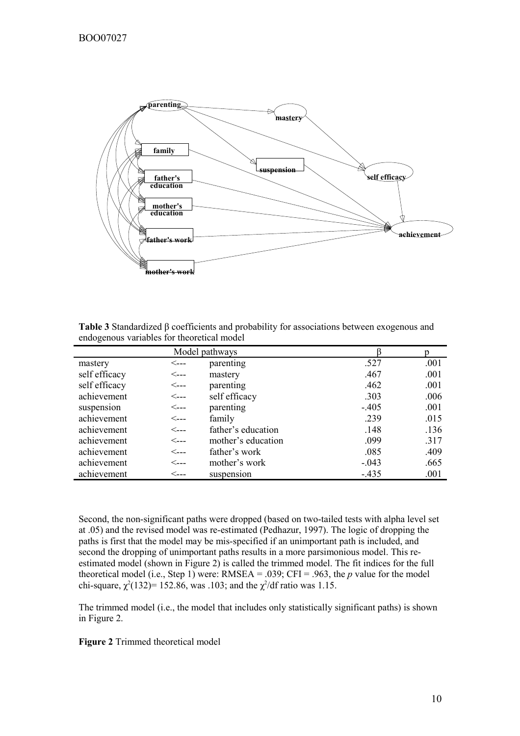**Table 3** Standardized β coefficients and probability for associations between exogenous and endogenous variables for theoretical model

| Model pathways | | | β | p |
|---|---|---|---|---|
| mastery | <--- | parenting | .527 | .001 |
| self efficacy | <--- | mastery | .467 | .001 |
| self efficacy | <--- | parenting | .462 | .001 |
| achievement | <--- | self efficacy | .303 | .006 |
| suspension | <--- | parenting | -.405 | .001 |
| achievement | <--- | family | .239 | .015 |
| achievement | <--- | father's education | .148 | .136 |
| achievement | <--- | mother's education | .099 | .317 |
| achievement | <--- | father's work | .085 | .409 |
| achievement | <--- | mother's work | -.043 | .665 |
| achievement | <--- | suspension | -.435 | .001 |

Second, the non-significant paths were dropped (based on two-tailed tests with alpha level set at .05) and the revised model was re-estimated (Pedhazur, 1997). The logic of dropping the paths is first that the model may be mis-specified if an unimportant path is included, and second the dropping of unimportant paths results in a more parsimonious model. This re-estimated model (shown in Figure 2) is called the trimmed model. The fit indices for the full theoretical model (i.e., Step 1) were: RMSEA = .039; CFI = .963, the *p* value for the model chi-square, $\chi^2(132) = 152.86$, was .103; and the $\chi^2/df$ ratio was 1.15.

The trimmed model (i.e., the model that includes only statistically significant paths) is shown in Figure 2.

**Figure 2** Trimmed theoretical model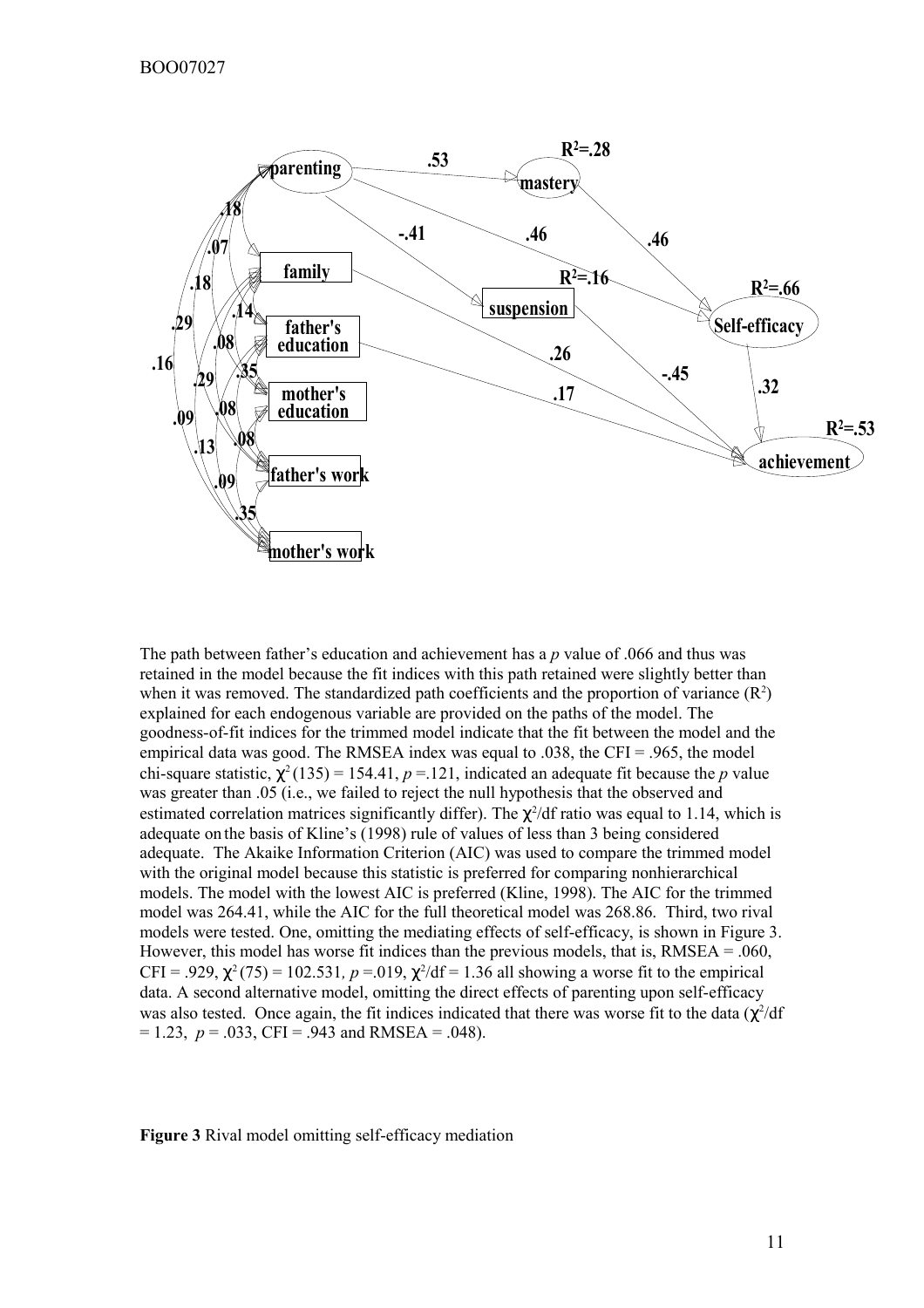The path between father's education and achievement has a *p* value of .066 and thus was retained in the model because the fit indices with this path retained were slightly better than when it was removed. The standardized path coefficients and the proportion of variance ($R^2$) explained for each endogenous variable are provided on the paths of the model. The goodness-of-fit indices for the trimmed model indicate that the fit between the model and the empirical data was good. The RMSEA index was equal to .038, the CFI = .965, the model chi-square statistic, $\chi^2(135) = 154.41$, $p = .121$, indicated an adequate fit because the *p* value was greater than .05 (i.e., we failed to reject the null hypothesis that the observed and estimated correlation matrices significantly differ). The $\chi^2$/df ratio was equal to 1.14, which is adequate on the basis of Kline's (1998) rule of values of less than 3 being considered adequate. The Akaike Information Criterion (AIC) was used to compare the trimmed model with the original model because this statistic is preferred for comparing nonhierarchical models. The model with the lowest AIC is preferred (Kline, 1998). The AIC for the trimmed model was 264.41, while the AIC for the full theoretical model was 268.86. Third, two rival models were tested. One, omitting the mediating effects of self-efficacy, is shown in Figure 3. However, this model has worse fit indices than the previous models, that is, RMSEA = .060, CFI = .929, $\chi^2(75) = 102.531$, $p = .019$, $\chi^2$/df = 1.36 all showing a worse fit to the empirical data. A second alternative model, omitting the direct effects of parenting upon self-efficacy was also tested. Once again, the fit indices indicated that there was worse fit to the data ($\chi^2$/df = 1.23, $p = .033$, CFI = .943 and RMSEA = .048).

**Figure 3** Rival model omitting self-efficacy mediation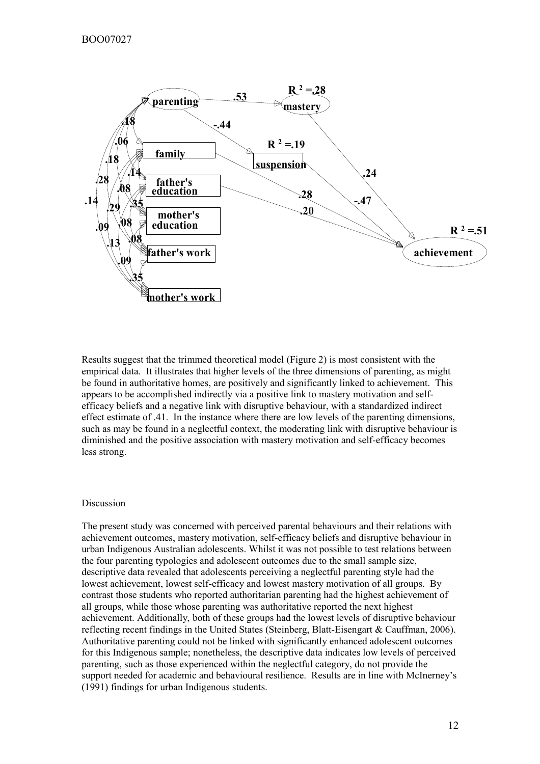Results suggest that the trimmed theoretical model (Figure 2) is most consistent with the empirical data. It illustrates that higher levels of the three dimensions of parenting, as might be found in authoritative homes, are positively and significantly linked to achievement. This appears to be accomplished indirectly via a positive link to mastery motivation and self-efficacy beliefs and a negative link with disruptive behaviour, with a standardized indirect effect estimate of .41. In the instance where there are low levels of the parenting dimensions, such as may be found in a neglectful context, the moderating link with disruptive behaviour is diminished and the positive association with mastery motivation and self-efficacy becomes less strong.

## Discussion

The present study was concerned with perceived parental behaviours and their relations with achievement outcomes, mastery motivation, self-efficacy beliefs and disruptive behaviour in urban Indigenous Australian adolescents. Whilst it was not possible to test relations between the four parenting typologies and adolescent outcomes due to the small sample size, descriptive data revealed that adolescents perceiving a neglectful parenting style had the lowest achievement, lowest self-efficacy and lowest mastery motivation of all groups. By contrast those students who reported authoritarian parenting had the highest achievement of all groups, while those whose parenting was authoritative reported the next highest achievement. Additionally, both of these groups had the lowest levels of disruptive behaviour reflecting recent findings in the United States (Steinberg, Blatt-Eisengart & Cauffman, 2006). Authoritative parenting could not be linked with significantly enhanced adolescent outcomes for this Indigenous sample; nonetheless, the descriptive data indicates low levels of perceived parenting, such as those experienced within the neglectful category, do not provide the support needed for academic and behavioural resilience. Results are in line with McInerney's (1991) findings for urban Indigenous students.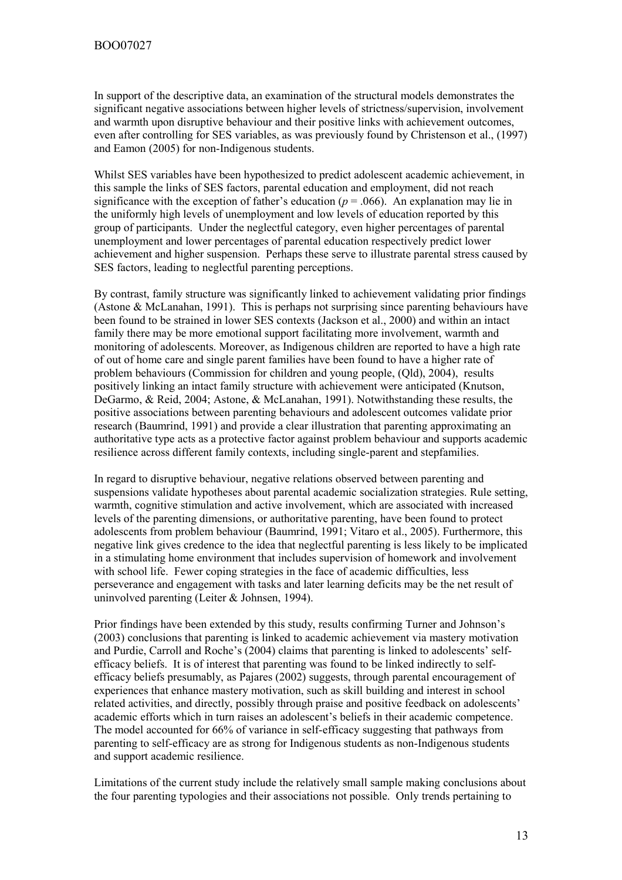In support of the descriptive data, an examination of the structural models demonstrates the significant negative associations between higher levels of strictness/supervision, involvement and warmth upon disruptive behaviour and their positive links with achievement outcomes, even after controlling for SES variables, as was previously found by Christenson et al., (1997) and Eamon (2005) for non-Indigenous students.

Whilst SES variables have been hypothesized to predict adolescent academic achievement, in this sample the links of SES factors, parental education and employment, did not reach significance with the exception of father's education ($p = .066$). An explanation may lie in the uniformly high levels of unemployment and low levels of education reported by this group of participants. Under the neglectful category, even higher percentages of parental unemployment and lower percentages of parental education respectively predict lower achievement and higher suspension. Perhaps these serve to illustrate parental stress caused by SES factors, leading to neglectful parenting perceptions.

By contrast, family structure was significantly linked to achievement validating prior findings (Astone & McLanahan, 1991). This is perhaps not surprising since parenting behaviours have been found to be strained in lower SES contexts (Jackson et al., 2000) and within an intact family there may be more emotional support facilitating more involvement, warmth and monitoring of adolescents. Moreover, as Indigenous children are reported to have a high rate of out of home care and single parent families have been found to have a higher rate of problem behaviours (Commission for children and young people, (Qld), 2004), results positively linking an intact family structure with achievement were anticipated (Knutson, DeGarmo, & Reid, 2004; Astone, & McLanahan, 1991). Notwithstanding these results, the positive associations between parenting behaviours and adolescent outcomes validate prior research (Baumrind, 1991) and provide a clear illustration that parenting approximating an authoritative type acts as a protective factor against problem behaviour and supports academic resilience across different family contexts, including single-parent and stepfamilies.

In regard to disruptive behaviour, negative relations observed between parenting and suspensions validate hypotheses about parental academic socialization strategies. Rule setting, warmth, cognitive stimulation and active involvement, which are associated with increased levels of the parenting dimensions, or authoritative parenting, have been found to protect adolescents from problem behaviour (Baumrind, 1991; Vitaro et al., 2005). Furthermore, this negative link gives credence to the idea that neglectful parenting is less likely to be implicated in a stimulating home environment that includes supervision of homework and involvement with school life. Fewer coping strategies in the face of academic difficulties, less perseverance and engagement with tasks and later learning deficits may be the net result of uninvolved parenting (Leiter & Johnsen, 1994).

Prior findings have been extended by this study, results confirming Turner and Johnson's (2003) conclusions that parenting is linked to academic achievement via mastery motivation and Purdie, Carroll and Roche's (2004) claims that parenting is linked to adolescents' self-efficacy beliefs. It is of interest that parenting was found to be linked indirectly to self-efficacy beliefs presumably, as Pajares (2002) suggests, through parental encouragement of experiences that enhance mastery motivation, such as skill building and interest in school related activities, and directly, possibly through praise and positive feedback on adolescents' academic efforts which in turn raises an adolescent's beliefs in their academic competence. The model accounted for 66% of variance in self-efficacy suggesting that pathways from parenting to self-efficacy are as strong for Indigenous students as non-Indigenous students and support academic resilience.

Limitations of the current study include the relatively small sample making conclusions about the four parenting typologies and their associations not possible. Only trends pertaining to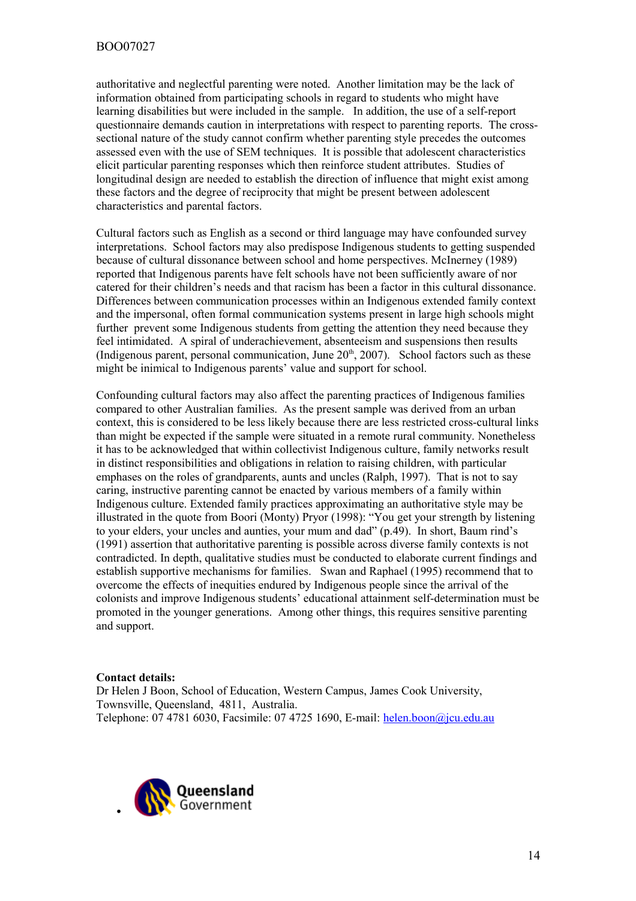authoritative and neglectful parenting were noted. Another limitation may be the lack of information obtained from participating schools in regard to students who might have learning disabilities but were included in the sample. In addition, the use of a self-report questionnaire demands caution in interpretations with respect to parenting reports. The cross-sectional nature of the study cannot confirm whether parenting style precedes the outcomes assessed even with the use of SEM techniques. It is possible that adolescent characteristics elicit particular parenting responses which then reinforce student attributes. Studies of longitudinal design are needed to establish the direction of influence that might exist among these factors and the degree of reciprocity that might be present between adolescent characteristics and parental factors.

Cultural factors such as English as a second or third language may have confounded survey interpretations. School factors may also predispose Indigenous students to getting suspended because of cultural dissonance between school and home perspectives. McInerney (1989) reported that Indigenous parents have felt schools have not been sufficiently aware of nor catered for their children's needs and that racism has been a factor in this cultural dissonance. Differences between communication processes within an Indigenous extended family context and the impersonal, often formal communication systems present in large high schools might further prevent some Indigenous students from getting the attention they need because they feel intimidated. A spiral of underachievement, absenteeism and suspensions then results (Indigenous parent, personal communication, June 20th, 2007). School factors such as these might be inimical to Indigenous parents' value and support for school.

Confounding cultural factors may also affect the parenting practices of Indigenous families compared to other Australian families. As the present sample was derived from an urban context, this is considered to be less likely because there are less restricted cross-cultural links than might be expected if the sample were situated in a remote rural community. Nonetheless it has to be acknowledged that within collectivist Indigenous culture, family networks result in distinct responsibilities and obligations in relation to raising children, with particular emphases on the roles of grandparents, aunts and uncles (Ralph, 1997). That is not to say caring, instructive parenting cannot be enacted by various members of a family within Indigenous culture. Extended family practices approximating an authoritative style may be illustrated in the quote from Boori (Monty) Pryor (1998): "You get your strength by listening to your elders, your uncles and aunties, your mum and dad" (p.49). In short, Baum rind's (1991) assertion that authoritative parenting is possible across diverse family contexts is not contradicted. In depth, qualitative studies must be conducted to elaborate current findings and establish supportive mechanisms for families. Swan and Raphael (1995) recommend that to overcome the effects of inequities endured by Indigenous people since the arrival of the colonists and improve Indigenous students' educational attainment self-determination must be promoted in the younger generations. Among other things, this requires sensitive parenting and support.

**Contact details:**
Dr Helen J Boon, School of Education, Western Campus, James Cook University, Townsville, Queensland, 4811, Australia.
Telephone: 07 4781 6030, Facsimile: 07 4725 1690, E-mail: helen.boon@jcu.edu.au

- Queensland Government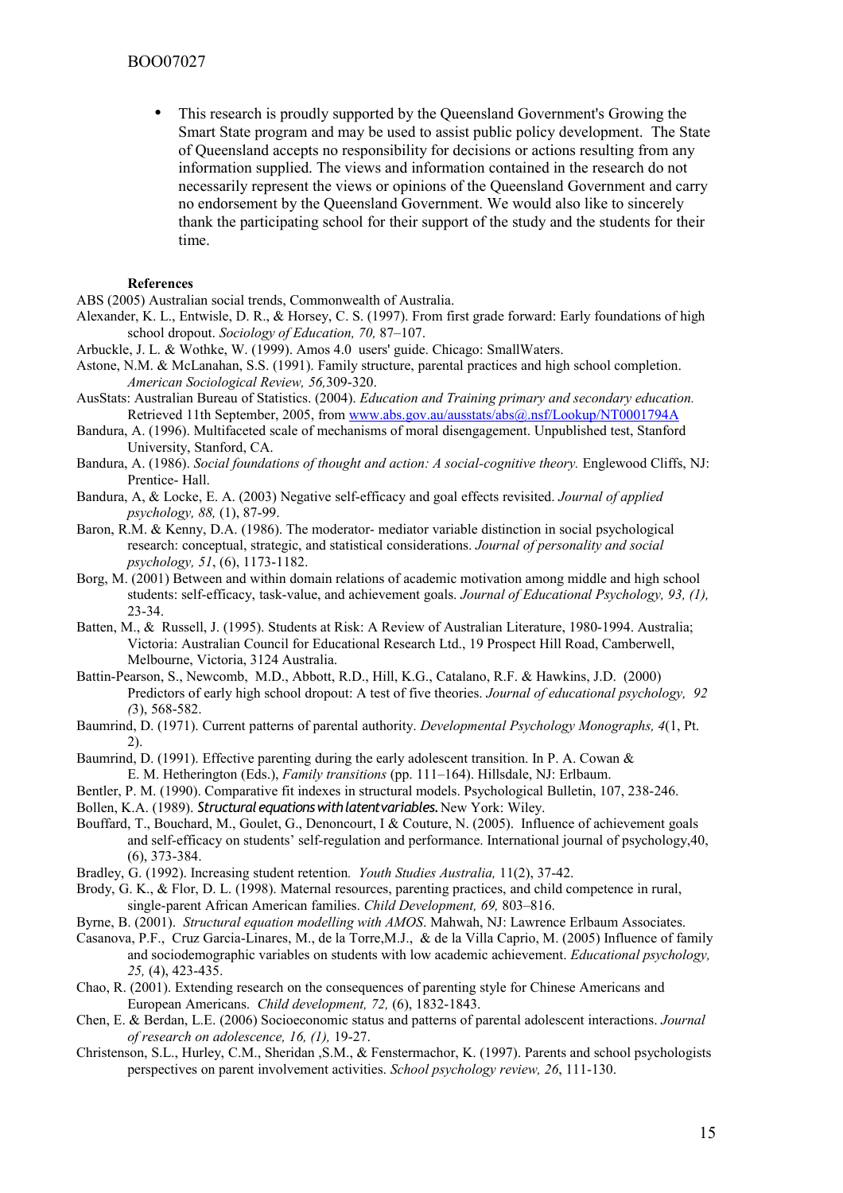- This research is proudly supported by the Queensland Government's Growing the Smart State program and may be used to assist public policy development. The State of Queensland accepts no responsibility for decisions or actions resulting from any information supplied. The views and information contained in the research do not necessarily represent the views or opinions of the Queensland Government and carry no endorsement by the Queensland Government. We would also like to sincerely thank the participating school for their support of the study and the students for their time.

**References**

ABS (2005) Australian social trends, Commonwealth of Australia.

Alexander, K. L., Entwisle, D. R., & Horsey, C. S. (1997). From first grade forward: Early foundations of high school dropout. *Sociology of Education, 70,* 87–107.

Arbuckle, J. L. & Wothke, W. (1999). Amos 4.0 users' guide. Chicago: SmallWaters.

Astone, N.M. & McLanahan, S.S. (1991). Family structure, parental practices and high school completion. *American Sociological Review, 56,*309-320.

AusStats: Australian Bureau of Statistics. (2004). *Education and Training primary and secondary education.* Retrieved 11th September, 2005, from www.abs.gov.au/ausstats/abs@.nsf/Lookup/NT0001794A

Bandura, A. (1996). Multifaceted scale of mechanisms of moral disengagement. Unpublished test, Stanford University, Stanford, CA.

Bandura, A. (1986). *Social foundations of thought and action: A social-cognitive theory.* Englewood Cliffs, NJ: Prentice- Hall.

Bandura, A, & Locke, E. A. (2003) Negative self-efficacy and goal effects revisited. *Journal of applied psychology, 88,* (1), 87-99.

Baron, R.M. & Kenny, D.A. (1986). The moderator- mediator variable distinction in social psychological research: conceptual, strategic, and statistical considerations. *Journal of personality and social psychology, 51*, (6), 1173-1182.

Borg, M. (2001) Between and within domain relations of academic motivation among middle and high school students: self-efficacy, task-value, and achievement goals. *Journal of Educational Psychology, 93, (1),* 23-34.

Batten, M., & Russell, J. (1995). Students at Risk: A Review of Australian Literature, 1980-1994. Australia; Victoria: Australian Council for Educational Research Ltd., 19 Prospect Hill Road, Camberwell, Melbourne, Victoria, 3124 Australia.

Battin-Pearson, S., Newcomb, M.D., Abbott, R.D., Hill, K.G., Catalano, R.F. & Hawkins, J.D. (2000) Predictors of early high school dropout: A test of five theories. *Journal of educational psychology, 92 (*3), 568-582.

Baumrind, D. (1971). Current patterns of parental authority. *Developmental Psychology Monographs, 4*(1, Pt. 2).

Baumrind, D. (1991). Effective parenting during the early adolescent transition. In P. A. Cowan & E. M. Hetherington (Eds.), *Family transitions* (pp. 111–164). Hillsdale, NJ: Erlbaum.

Bentler, P. M. (1990). Comparative fit indexes in structural models. Psychological Bulletin, 107, 238-246.

Bollen, K.A. (1989). ***Structural equations with latent variables.*** New York: Wiley.

Bouffard, T., Bouchard, M., Goulet, G., Denoncourt, I & Couture, N. (2005). Influence of achievement goals and self-efficacy on students' self-regulation and performance. International journal of psychology,40, (6), 373-384.

Bradley, G. (1992). Increasing student retention*. Youth Studies Australia,* 11(2), 37-42.

Brody, G. K., & Flor, D. L. (1998). Maternal resources, parenting practices, and child competence in rural, single-parent African American families. *Child Development, 69,* 803–816.

Byrne, B. (2001). *Structural equation modelling with AMOS*. Mahwah, NJ: Lawrence Erlbaum Associates.

Casanova, P.F., Cruz Garcia-Linares, M., de la Torre,M.J., & de la Villa Caprio, M. (2005) Influence of family and sociodemographic variables on students with low academic achievement. *Educational psychology, 25,* (4), 423-435.

Chao, R. (2001). Extending research on the consequences of parenting style for Chinese Americans and European Americans. *Child development, 72,* (6), 1832-1843.

Chen, E. & Berdan, L.E. (2006) Socioeconomic status and patterns of parental adolescent interactions. *Journal of research on adolescence, 16, (1),* 19-27.

Christenson, S.L., Hurley, C.M., Sheridan ,S.M., & Fenstermachor, K. (1997). Parents and school psychologists perspectives on parent involvement activities. *School psychology review, 26*, 111-130.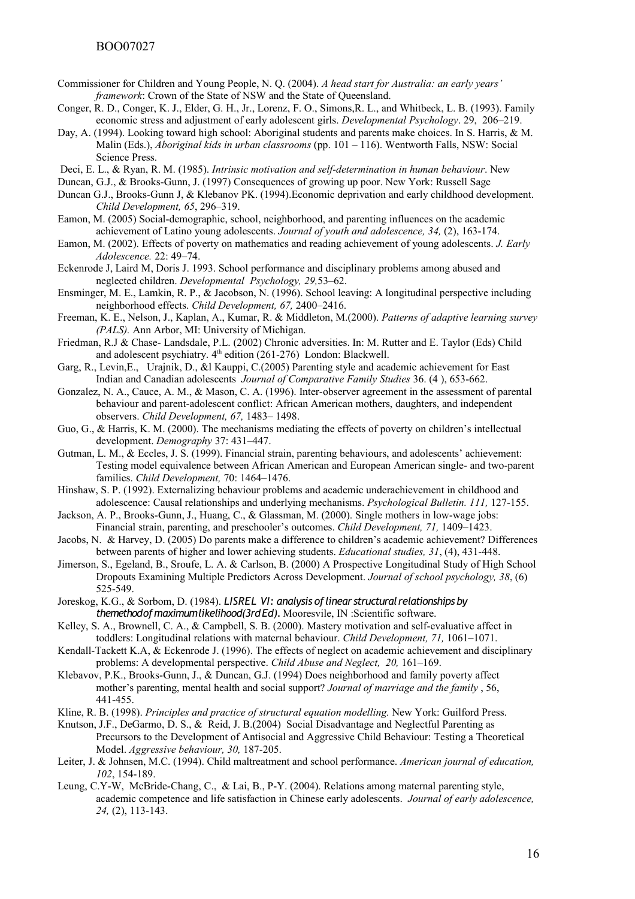Commissioner for Children and Young People, N. Q. (2004). *A head start for Australia: an early years' framework*: Crown of the State of NSW and the State of Queensland.

Conger, R. D., Conger, K. J., Elder, G. H., Jr., Lorenz, F. O., Simons,R. L., and Whitbeck, L. B. (1993). Family economic stress and adjustment of early adolescent girls. *Developmental Psychology*. 29, 206–219.

Day, A. (1994). Looking toward high school: Aboriginal students and parents make choices. In S. Harris, & M. Malin (Eds.), *Aboriginal kids in urban classrooms* (pp. 101 – 116). Wentworth Falls, NSW: Social Science Press.

Deci, E. L., & Ryan, R. M. (1985). *Intrinsic motivation and self-determination in human behaviour*. New

Duncan, G.J., & Brooks-Gunn, J. (1997) Consequences of growing up poor. New York: Russell Sage

Duncan G.J., Brooks-Gunn J, & Klebanov PK. (1994).Economic deprivation and early childhood development. *Child Development, 65*, 296–319.

Eamon, M. (2005) Social-demographic, school, neighborhood, and parenting influences on the academic achievement of Latino young adolescents. *Journal of youth and adolescence, 34,* (2), 163-174.

Eamon, M. (2002). Effects of poverty on mathematics and reading achievement of young adolescents. *J. Early Adolescence.* 22: 49–74.

Eckenrode J, Laird M, Doris J. 1993. School performance and disciplinary problems among abused and neglected children. *Developmental Psychology, 29,*53–62.

Ensminger, M. E., Lamkin, R. P., & Jacobson, N. (1996). School leaving: A longitudinal perspective including neighborhood effects. *Child Development, 67,* 2400–2416.

Freeman, K. E., Nelson, J., Kaplan, A., Kumar, R. & Middleton, M.(2000). *Patterns of adaptive learning survey (PALS).* Ann Arbor, MI: University of Michigan.

Friedman, R.J & Chase- Landsdale, P.L. (2002) Chronic adversities. In: M. Rutter and E. Taylor (Eds) Child and adolescent psychiatry. 4th edition (261-276) London: Blackwell.

Garg, R., Levin,E., Urajnik, D., &l Kauppi, C.(2005) Parenting style and academic achievement for East Indian and Canadian adolescents *Journal of Comparative Family Studies* 36. (4 ), 653-662.

Gonzalez, N. A., Cauce, A. M., & Mason, C. A. (1996). Inter-observer agreement in the assessment of parental behaviour and parent-adolescent conflict: African American mothers, daughters, and independent observers. *Child Development, 67,* 1483– 1498.

Guo, G., & Harris, K. M. (2000). The mechanisms mediating the effects of poverty on children's intellectual development. *Demography* 37: 431–447.

Gutman, L. M., & Eccles, J. S. (1999). Financial strain, parenting behaviours, and adolescents' achievement: Testing model equivalence between African American and European American single- and two-parent families. *Child Development,* 70: 1464–1476.

Hinshaw, S. P. (1992). Externalizing behaviour problems and academic underachievement in childhood and adolescence: Causal relationships and underlying mechanisms. *Psychological Bulletin. 111,* 127-155.

Jackson, A. P., Brooks-Gunn, J., Huang, C., & Glassman, M. (2000). Single mothers in low-wage jobs: Financial strain, parenting, and preschooler's outcomes. *Child Development, 71,* 1409–1423.

Jacobs, N. & Harvey, D. (2005) Do parents make a difference to children's academic achievement? Differences between parents of higher and lower achieving students. *Educational studies, 31*, (4), 431-448.

Jimerson, S., Egeland, B., Sroufe, L. A. & Carlson, B. (2000) A Prospective Longitudinal Study of High School Dropouts Examining Multiple Predictors Across Development. *Journal of school psychology, 38*, (6) 525-549.

Joreskog, K.G., & Sorbom, D. (1984). *LISREL VI: analysis of linear structural relationships by themethodof maximumlikelihood(3rd Ed).* Mooresvile, IN :Scientific software.

Kelley, S. A., Brownell, C. A., & Campbell, S. B. (2000). Mastery motivation and self-evaluative affect in toddlers: Longitudinal relations with maternal behaviour. *Child Development, 71,* 1061–1071.

Kendall-Tackett K.A, & Eckenrode J. (1996). The effects of neglect on academic achievement and disciplinary problems: A developmental perspective. *Child Abuse and Neglect, 20,* 161–169.

Klebavov, P.K., Brooks-Gunn, J., & Duncan, G.J. (1994) Does neighborhood and family poverty affect mother's parenting, mental health and social support? *Journal of marriage and the family* , 56, 441-455.

Kline, R. B. (1998). *Principles and practice of structural equation modelling.* New York: Guilford Press.

Knutson, J.F., DeGarmo, D. S., & Reid, J. B.(2004) Social Disadvantage and Neglectful Parenting as Precursors to the Development of Antisocial and Aggressive Child Behaviour: Testing a Theoretical Model. *Aggressive behaviour, 30,* 187-205.

Leiter, J. & Johnsen, M.C. (1994). Child maltreatment and school performance. *American journal of education, 102*, 154-189.

Leung, C.Y-W, McBride-Chang, C., & Lai, B., P-Y. (2004). Relations among maternal parenting style, academic competence and life satisfaction in Chinese early adolescents. *Journal of early adolescence, 24,* (2), 113-143.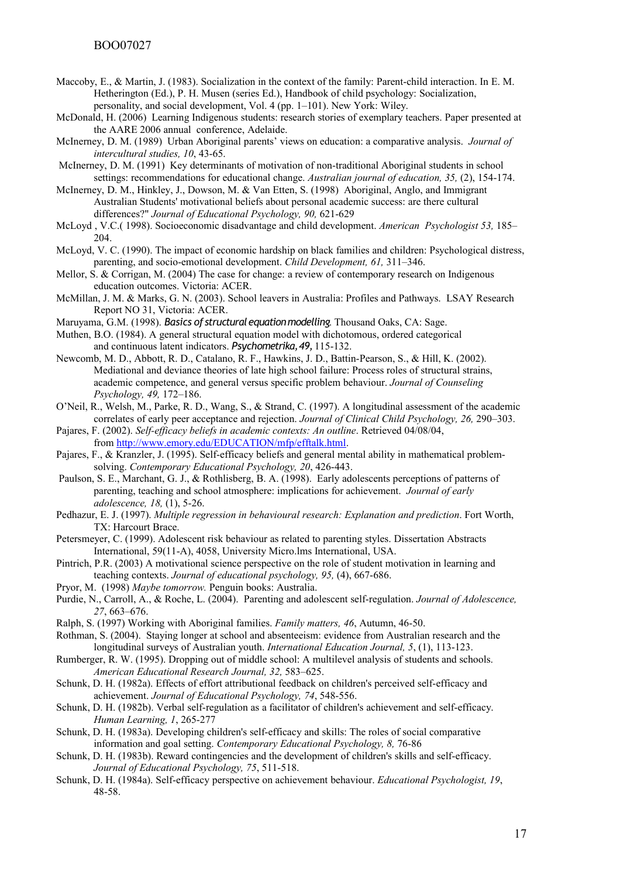Maccoby, E., & Martin, J. (1983). Socialization in the context of the family: Parent-child interaction. In E. M. Hetherington (Ed.), P. H. Musen (series Ed.), Handbook of child psychology: Socialization, personality, and social development, Vol. 4 (pp. 1–101). New York: Wiley.

McDonald, H. (2006) Learning Indigenous students: research stories of exemplary teachers. Paper presented at the AARE 2006 annual conference, Adelaide.

McInerney, D. M. (1989) Urban Aboriginal parents' views on education: a comparative analysis. *Journal of intercultural studies, 10*, 43-65.

McInerney, D. M. (1991) Key determinants of motivation of non-traditional Aboriginal students in school settings: recommendations for educational change. *Australian journal of education, 35,* (2), 154-174.

McInerney, D. M., Hinkley, J., Dowson, M. & Van Etten, S. (1998) Aboriginal, Anglo, and Immigrant Australian Students' motivational beliefs about personal academic success: are there cultural differences?" *Journal of Educational Psychology, 90,* 621-629

McLoyd , V.C.( 1998). Socioeconomic disadvantage and child development. *American Psychologist 53,* 185–204.

McLoyd, V. C. (1990). The impact of economic hardship on black families and children: Psychological distress, parenting, and socio-emotional development. *Child Development, 61,* 311–346.

Mellor, S. & Corrigan, M. (2004) The case for change: a review of contemporary research on Indigenous education outcomes. Victoria: ACER.

McMillan, J. M. & Marks, G. N. (2003). School leavers in Australia: Profiles and Pathways. LSAY Research Report NO 31, Victoria: ACER.

Maruyama, G.M. (1998). *Basics of structural equation modelling*. Thousand Oaks, CA: Sage.

Muthen, B.O. (1984). A general structural equation model with dichotomous, ordered categorical and continuous latent indicators. *Psychometrika, 49,* 115-132.

Newcomb, M. D., Abbott, R. D., Catalano, R. F., Hawkins, J. D., Battin-Pearson, S., & Hill, K. (2002). Mediational and deviance theories of late high school failure: Process roles of structural strains, academic competence, and general versus specific problem behaviour. *Journal of Counseling Psychology, 49,* 172–186.

O'Neil, R., Welsh, M., Parke, R. D., Wang, S., & Strand, C. (1997). A longitudinal assessment of the academic correlates of early peer acceptance and rejection. *Journal of Clinical Child Psychology, 26,* 290–303.

Pajares, F. (2002). *Self-efficacy beliefs in academic contexts: An outline*. Retrieved 04/08/04, from http://www.emory.edu/EDUCATION/mfp/efftalk.html.

Pajares, F., & Kranzler, J. (1995). Self-efficacy beliefs and general mental ability in mathematical problem-solving. *Contemporary Educational Psychology, 20*, 426-443.

Paulson, S. E., Marchant, G. J., & Rothlisberg, B. A. (1998). Early adolescents perceptions of patterns of parenting, teaching and school atmosphere: implications for achievement. *Journal of early adolescence, 18,* (1), 5-26.

Pedhazur, E. J. (1997). *Multiple regression in behavioural research: Explanation and prediction*. Fort Worth, TX: Harcourt Brace.

Petersmeyer, C. (1999). Adolescent risk behaviour as related to parenting styles. Dissertation Abstracts International, 59(11-A), 4058, University Micro.lms International, USA.

Pintrich, P.R. (2003) A motivational science perspective on the role of student motivation in learning and teaching contexts. *Journal of educational psychology, 95,* (4), 667-686.

Pryor, M. (1998) *Maybe tomorrow.* Penguin books: Australia.

Purdie, N., Carroll, A., & Roche, L. (2004). Parenting and adolescent self-regulation. *Journal of Adolescence, 27*, 663–676.

Ralph, S. (1997) Working with Aboriginal families. *Family matters, 46*, Autumn, 46-50.

Rothman, S. (2004). Staying longer at school and absenteeism: evidence from Australian research and the longitudinal surveys of Australian youth. *International Education Journal, 5*, (1), 113-123.

Rumberger, R. W. (1995). Dropping out of middle school: A multilevel analysis of students and schools. *American Educational Research Journal, 32,* 583–625.

Schunk, D. H. (1982a). Effects of effort attributional feedback on children's perceived self-efficacy and achievement. *Journal of Educational Psychology, 74*, 548-556.

Schunk, D. H. (1982b). Verbal self-regulation as a facilitator of children's achievement and self-efficacy. *Human Learning, 1*, 265-277

Schunk, D. H. (1983a). Developing children's self-efficacy and skills: The roles of social comparative information and goal setting. *Contemporary Educational Psychology, 8,* 76-86

Schunk, D. H. (1983b). Reward contingencies and the development of children's skills and self-efficacy. *Journal of Educational Psychology, 75*, 511-518.

Schunk, D. H. (1984a). Self-efficacy perspective on achievement behaviour. *Educational Psychologist, 19*, 48-58.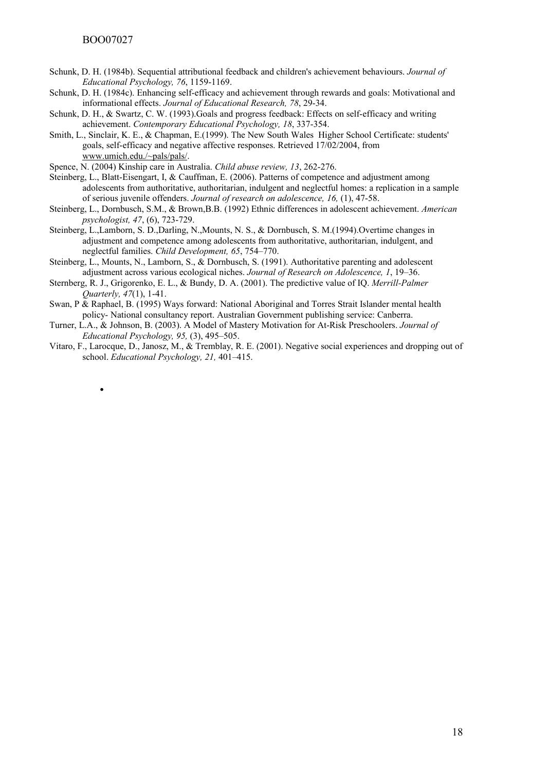Schunk, D. H. (1984b). Sequential attributional feedback and children's achievement behaviours. *Journal of Educational Psychology, 76*, 1159-1169.

Schunk, D. H. (1984c). Enhancing self-efficacy and achievement through rewards and goals: Motivational and informational effects. *Journal of Educational Research, 78*, 29-34.

Schunk, D. H., & Swartz, C. W. (1993).Goals and progress feedback: Effects on self-efficacy and writing achievement. *Contemporary Educational Psychology, 18*, 337-354.

Smith, L., Sinclair, K. E., & Chapman, E.(1999). The New South Wales Higher School Certificate: students' goals, self-efficacy and negative affective responses. Retrieved 17/02/2004, from www.umich.edu./~pals/pals/.

Spence, N. (2004) Kinship care in Australia. *Child abuse review, 13*, 262-276.

Steinberg, L., Blatt-Eisengart, I, & Cauffman, E. (2006). Patterns of competence and adjustment among adolescents from authoritative, authoritarian, indulgent and neglectful homes: a replication in a sample of serious juvenile offenders. *Journal of research on adolescence, 16,* (1), 47-58.

Steinberg, L., Dornbusch, S.M., & Brown,B.B. (1992) Ethnic differences in adolescent achievement. *American psychologist, 47*, (6), 723-729.

Steinberg, L.,Lamborn, S. D.,Darling, N.,Mounts, N. S., & Dornbusch, S. M.(1994).Overtime changes in adjustment and competence among adolescents from authoritative, authoritarian, indulgent, and neglectful families. *Child Development, 65*, 754–770.

Steinberg, L., Mounts, N., Lamborn, S., & Dornbusch, S. (1991). Authoritative parenting and adolescent adjustment across various ecological niches. *Journal of Research on Adolescence, 1*, 19–36.

Sternberg, R. J., Grigorenko, E. L., & Bundy, D. A. (2001). The predictive value of IQ. *Merrill-Palmer Quarterly, 47*(1), 1-41.

Swan, P & Raphael, B. (1995) Ways forward: National Aboriginal and Torres Strait Islander mental health policy- National consultancy report. Australian Government publishing service: Canberra.

Turner, L.A., & Johnson, B. (2003). A Model of Mastery Motivation for At-Risk Preschoolers. *Journal of Educational Psychology, 95,* (3), 495–505.

Vitaro, F., Larocque, D., Janosz, M., & Tremblay, R. E. (2001). Negative social experiences and dropping out of school. *Educational Psychology, 21,* 401–415.